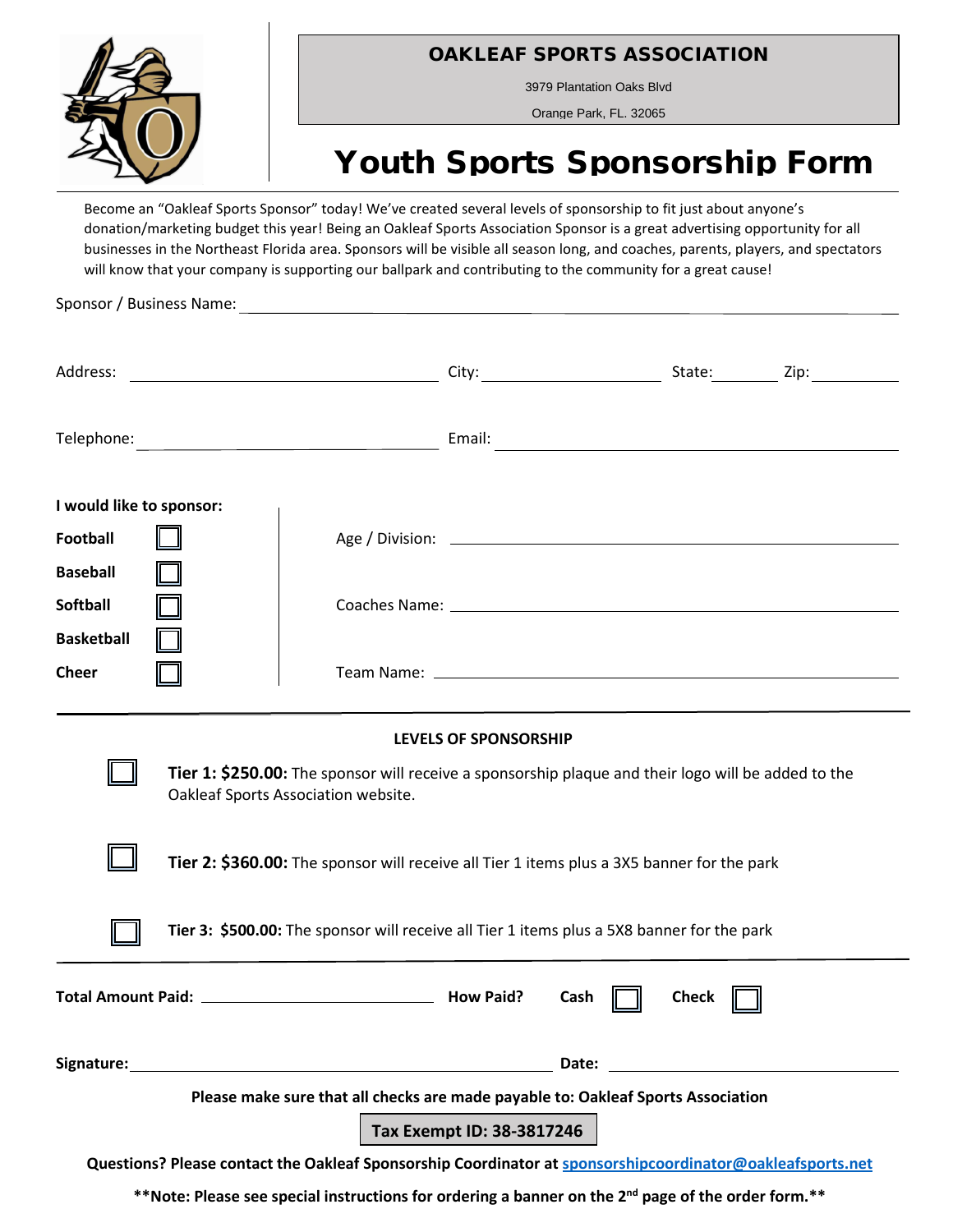# OAKLEAF SPORTS ASSOCIATION

3979 Plantation Oaks Blvd

Orange Park, FL. 32065

# Youth Sports Sponsorship Form

Become an "Oakleaf Sports Sponsor" today! We've created several levels of sponsorship to fit just about anyone's donation/marketing budget this year! Being an Oakleaf Sports Association Sponsor is a great advertising opportunity for all businesses in the Northeast Florida area. Sponsors will be visible all season long, and coaches, parents, players, and spectators will know that your company is supporting our ballpark and contributing to the community for a great cause!

Sponsor / Business Name: ______________________________

Address: ______________________ City: ______________ State: ________ Zip: __________

Telephone: ______________________ Email: ______________________

**I would like to sponsor:**

**Football** ☐

**Baseball** ☐

**Softball** ☐

**Basketball** ☐

**Cheer** ☐

Age / Division: ______________________________

Coaches Name: ______________________________

Team Name: ______________________________

**LEVELS OF SPONSORSHIP**

☐ **Tier 1: $250.00:** The sponsor will receive a sponsorship plaque and their logo will be added to the Oakleaf Sports Association website.

☐ **Tier 2: $360.00:** The sponsor will receive all Tier 1 items plus a 3X5 banner for the park

☐ **Tier 3: $500.00:** The sponsor will receive all Tier 1 items plus a 5X8 banner for the park

**Total Amount Paid:** ______________________ **How Paid?** **Cash** ☐ **Check** ☐

**Signature:** ______________________________ **Date:** ______________________

**Please make sure that all checks are made payable to: Oakleaf Sports Association**

**Tax Exempt ID: 38-3817246**

**Questions? Please contact the Oakleaf Sponsorship Coordinator at sponsorshipcoordinator@oakleafsports.net**

**\*\*Note: Please see special instructions for ordering a banner on the 2nd page of the order form.\*\***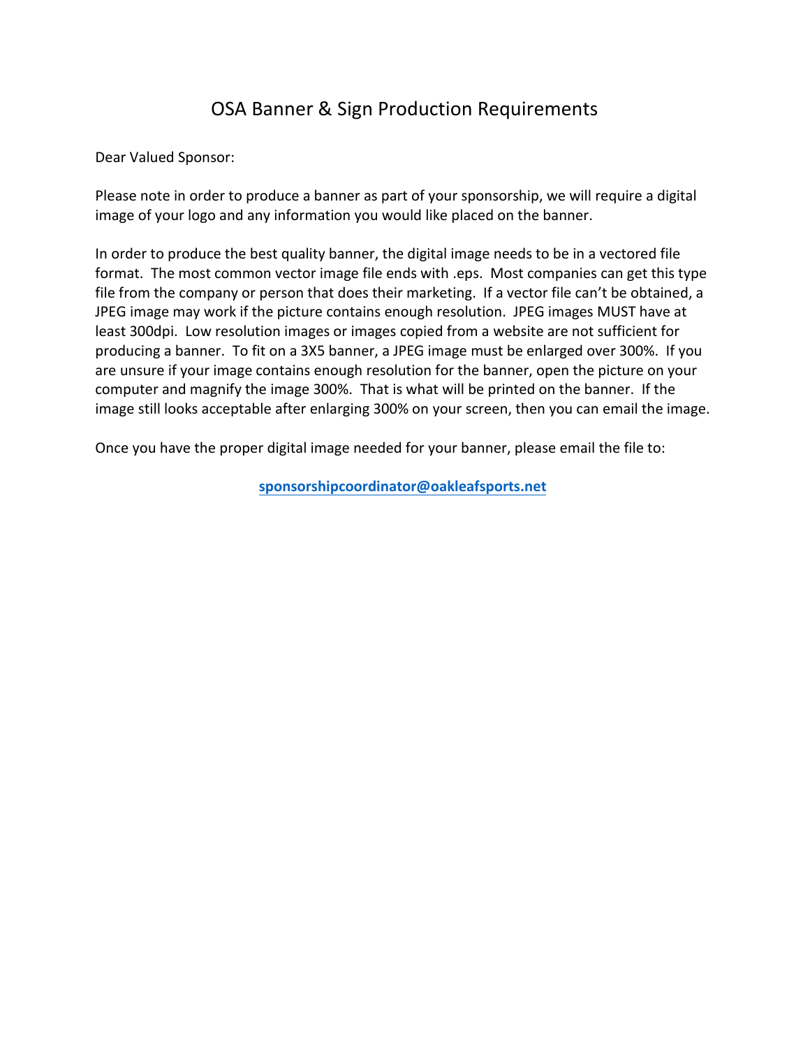# OSA Banner & Sign Production Requirements

Dear Valued Sponsor:

Please note in order to produce a banner as part of your sponsorship, we will require a digital image of your logo and any information you would like placed on the banner.

In order to produce the best quality banner, the digital image needs to be in a vectored file format. The most common vector image file ends with .eps. Most companies can get this type file from the company or person that does their marketing. If a vector file can't be obtained, a JPEG image may work if the picture contains enough resolution. JPEG images MUST have at least 300dpi. Low resolution images or images copied from a website are not sufficient for producing a banner. To fit on a 3X5 banner, a JPEG image must be enlarged over 300%. If you are unsure if your image contains enough resolution for the banner, open the picture on your computer and magnify the image 300%. That is what will be printed on the banner. If the image still looks acceptable after enlarging 300% on your screen, then you can email the image.

Once you have the proper digital image needed for your banner, please email the file to:

**sponsorshipcoordinator@oakleafsports.net**